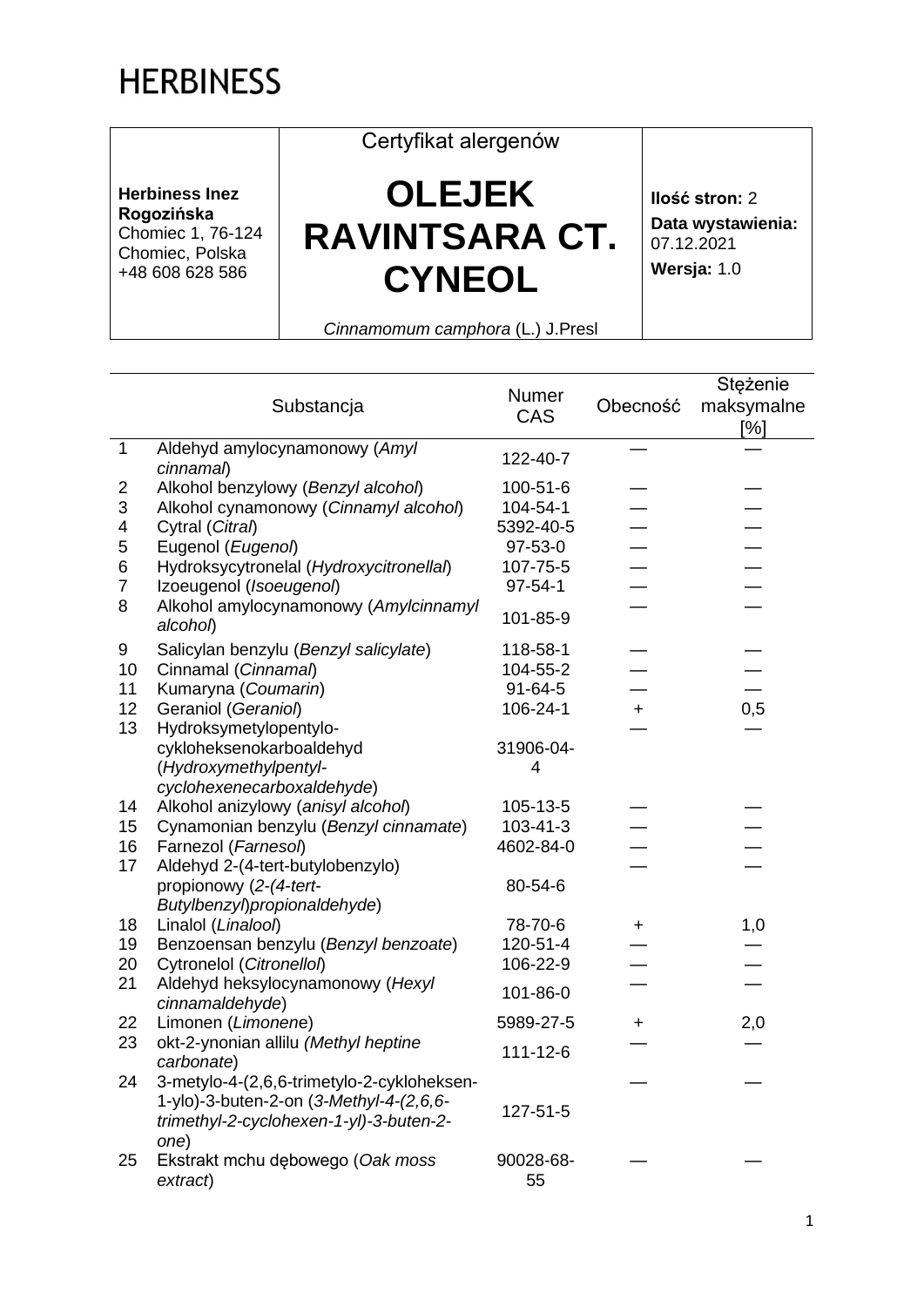HERBINESS

| **Herbiness Inez Rogozińska**<br>Chomiec 1, 76-124 Chomiec, Polska<br>+48 608 628 586 | Certyfikat alergenów<br># OLEJEK RAVINTSARA CT. CYNEOL<br>*Cinnamomum camphora* (L.) J.Presl | **Ilość stron:** 2<br>**Data wystawienia:** 07.12.2021<br>**Wersja:** 1.0 |
|---|---|---|

| | Substancja | Numer CAS | Obecność | Stężenie maksymalne [%] |
|---|---|---|---|---|
| 1 | Aldehyd amylocynamonowy (*Amyl cinnamal*) | 122-40-7 | — | — |
| 2 | Alkohol benzylowy (*Benzyl alcohol*) | 100-51-6 | — | — |
| 3 | Alkohol cynamonowy (*Cinnamyl alcohol*) | 104-54-1 | — | — |
| 4 | Cytral (*Citral*) | 5392-40-5 | — | — |
| 5 | Eugenol (*Eugenol*) | 97-53-0 | — | — |
| 6 | Hydroksycytronelal (*Hydroxycitronellal*) | 107-75-5 | — | — |
| 7 | Izoeugenol (*Isoeugenol*) | 97-54-1 | — | — |
| 8 | Alkohol amylocynamonowy (*Amylcinnamyl alcohol*) | 101-85-9 | — | — |
| 9 | Salicylan benzylu (*Benzyl salicylate*) | 118-58-1 | — | — |
| 10 | Cinnamal (*Cinnamal*) | 104-55-2 | — | — |
| 11 | Kumaryna (*Coumarin*) | 91-64-5 | — | — |
| 12 | Geraniol (*Geraniol*) | 106-24-1 | + | 0,5 |
| 13 | Hydroksymetylopentylo-cykloheksenokarboaldehyd (*Hydroxymethylpentyl-cyclohexenecarboxaldehyde*) | 31906-04-4 | — | — |
| 14 | Alkohol anizylowy (*anisyl alcohol*) | 105-13-5 | — | — |
| 15 | Cynamonian benzylu (*Benzyl cinnamate*) | 103-41-3 | — | — |
| 16 | Farnezol (*Farnesol*) | 4602-84-0 | — | — |
| 17 | Aldehyd 2-(4-tert-butylobenzylo) propionowy (*2-(4-tert-Butylbenzyl)propionaldehyde*) | 80-54-6 | — | — |
| 18 | Linalol (*Linalool*) | 78-70-6 | + | 1,0 |
| 19 | Benzoensan benzylu (*Benzyl benzoate*) | 120-51-4 | — | — |
| 20 | Cytronelol (*Citronellol*) | 106-22-9 | — | — |
| 21 | Aldehyd heksylocynamonowy (*Hexyl cinnamaldehyde*) | 101-86-0 | — | — |
| 22 | Limonen (*Limonene*) | 5989-27-5 | + | 2,0 |
| 23 | okt-2-ynonian allilu (*Methyl heptine carbonate*) | 111-12-6 | — | — |
| 24 | 3-metylo-4-(2,6,6-trimetylo-2-cykloheksen-1-ylo)-3-buten-2-on (*3-Methyl-4-(2,6,6-trimethyl-2-cyclohexen-1-yl)-3-buten-2-one*) | 127-51-5 | — | — |
| 25 | Ekstrakt mchu dębowego (*Oak moss extract*) | 90028-68-55 | — | — |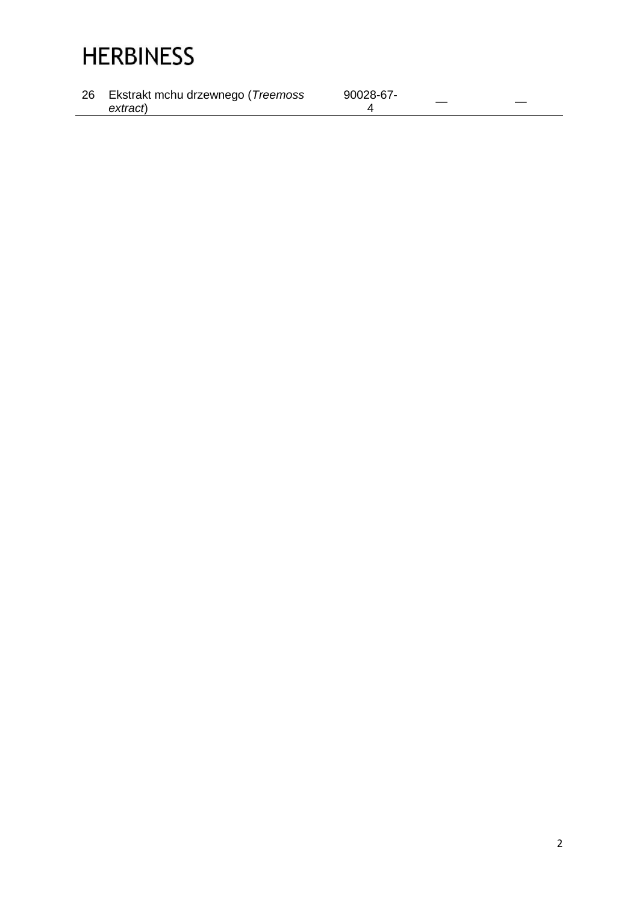| | | | | |
|---|---|---|---|---|
| 26 | Ekstrakt mchu drzewnego (*Treemoss extract*) | 90028-67-4 | — | — |